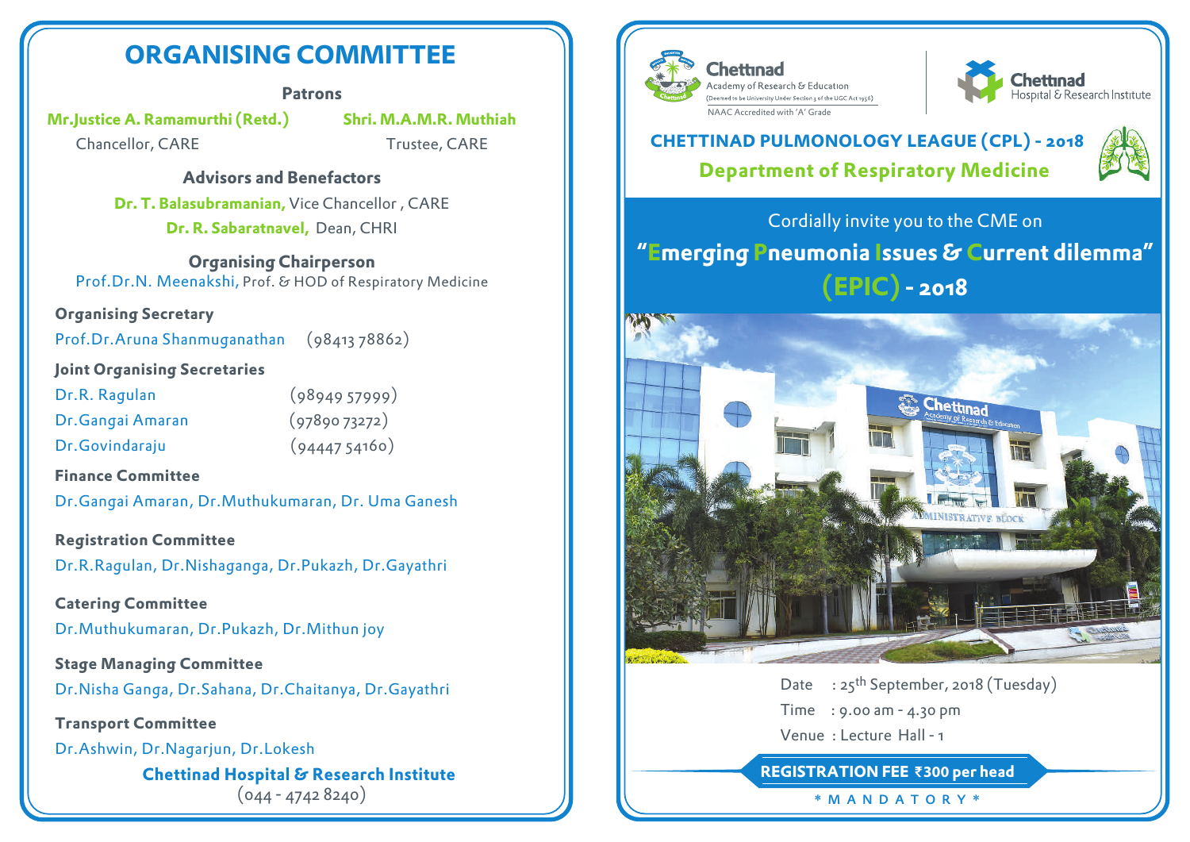# ORGANISING COMMITTEE

### Patrons

**Mr.Justice A. Ramamurthi (Retd.)**
Chancellor, CARE

**Shri. M.A.M.R. Muthiah**
Trustee, CARE

### Advisors and Benefactors

**Dr. T. Balasubramanian,** Vice Chancellor , CARE

**Dr. R. Sabaratnavel,** Dean, CHRI

### Organising Chairperson

Prof.Dr.N. Meenakshi, Prof. & HOD of Respiratory Medicine

### Organising Secretary

Prof.Dr.Aruna Shanmuganathan (98413 78862)

### Joint Organising Secretaries

Dr.R. Ragulan (98949 57999)
Dr.Gangai Amaran (97890 73272)
Dr.Govindaraju (94447 54160)

### Finance Committee

Dr.Gangai Amaran, Dr.Muthukumaran, Dr. Uma Ganesh

### Registration Committee

Dr.R.Ragulan, Dr.Nishaganga, Dr.Pukazh, Dr.Gayathri

### Catering Committee

Dr.Muthukumaran, Dr.Pukazh, Dr.Mithun joy

### Stage Managing Committee

Dr.Nisha Ganga, Dr.Sahana, Dr.Chaitanya, Dr.Gayathri

### Transport Committee

Dr.Ashwin, Dr.Nagarjun, Dr.Lokesh

**Chettinad Hospital & Research Institute**
(044 - 4742 8240)

---

Chettinad Academy of Research & Education
(Deemed to be University Under Section 3 of the UGC Act 1956)
NAAC Accredited with 'A' Grade

Chettinad Hospital & Research Institute

## CHETTINAD PULMONOLOGY LEAGUE (CPL) - 2018

## Department of Respiratory Medicine

Cordially invite you to the CME on

# "Emerging Pneumonia Issues & Current dilemma" (EPIC) - 2018

Date : 25th September, 2018 (Tuesday)
Time : 9.00 am - 4.30 pm
Venue : Lecture Hall - 1

**REGISTRATION FEE ₹300 per head**

*** M A N D A T O R Y ***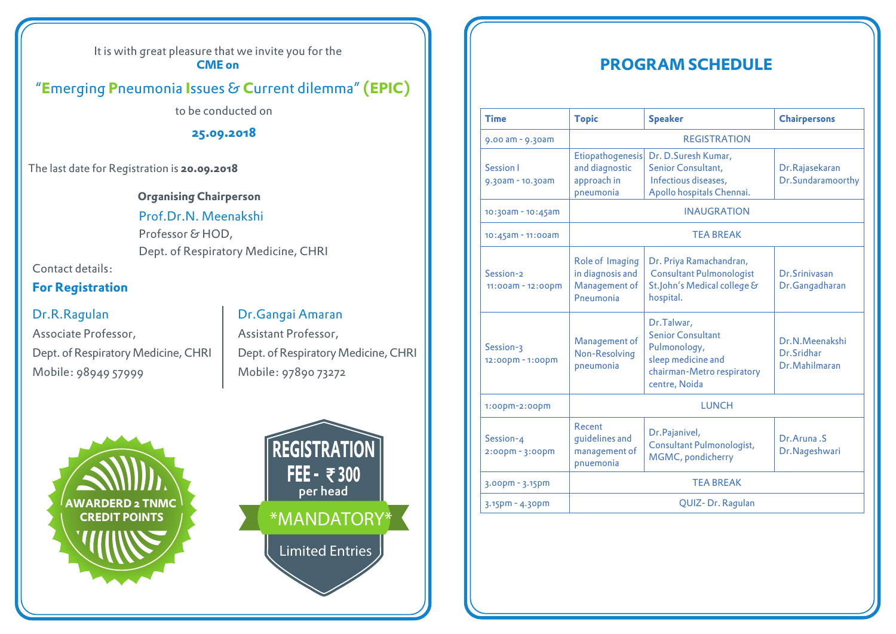It is with great pleasure that we invite you for the **CME on**

## "Emerging Pneumonia Issues & Current dilemma" (EPIC)

to be conducted on

**25.09.2018**

The last date for Registration is **20.09.2018**

**Organising Chairperson**

Prof.Dr.N. Meenakshi
Professor & HOD,
Dept. of Respiratory Medicine, CHRI

Contact details:

**For Registration**

Dr.R.Ragulan
Associate Professor,
Dept. of Respiratory Medicine, CHRI
Mobile: 98949 57999

Dr.Gangai Amaran
Assistant Professor,
Dept. of Respiratory Medicine, CHRI
Mobile: 97890 73272

AWARDERD 2 TNMC CREDIT POINTS

REGISTRATION FEE - ₹ 300 per head
*MANDATORY*
Limited Entries

## PROGRAM SCHEDULE

| Time | Topic | Speaker | Chairpersons |
|---|---|---|---|
| 9.00 am - 9.30am | REGISTRATION | | |
| Session I 9.30am - 10.30am | Etiopathogenesis and diagnostic approach in pneumonia | Dr. D.Suresh Kumar, Senior Consultant, Infectious diseases, Apollo hospitals Chennai. | Dr.Rajasekaran Dr.Sundaramoorthy |
| 10:30am - 10:45am | INAUGRATION | | |
| 10:45am - 11:00aom | TEA BREAK | | |
| Session-2 11:00am - 12:00pm | Role of Imaging in diagnosis and Management of Pneumonia | Dr. Priya Ramachandran, Consultant Pulmonologist St.John's Medical college & hospital. | Dr.Srinivasan Dr.Gangadharan |
| Session-3 12:00pm - 1:00pm | Management of Non-Resolving pneumonia | Dr.Talwar, Senior Consultant Pulmonology, sleep medicine and chairman-Metro respiratory centre, Noida | Dr.N.Meenakshi Dr.Sridhar Dr.Mahilmaran |
| 1:00pm-2:00pm | LUNCH | | |
| Session-4 2:00pm - 3:00pm | Recent guidelines and management of pnuemonia | Dr.Pajanivel, Consultant Pulmonologist, MGMC, pondicherry | Dr.Aruna .S Dr.Nageshwari |
| 3.00pm - 3.15pm | TEA BREAK | | |
| 3.15pm - 4.30pm | QUIZ- Dr. Ragulan | | |